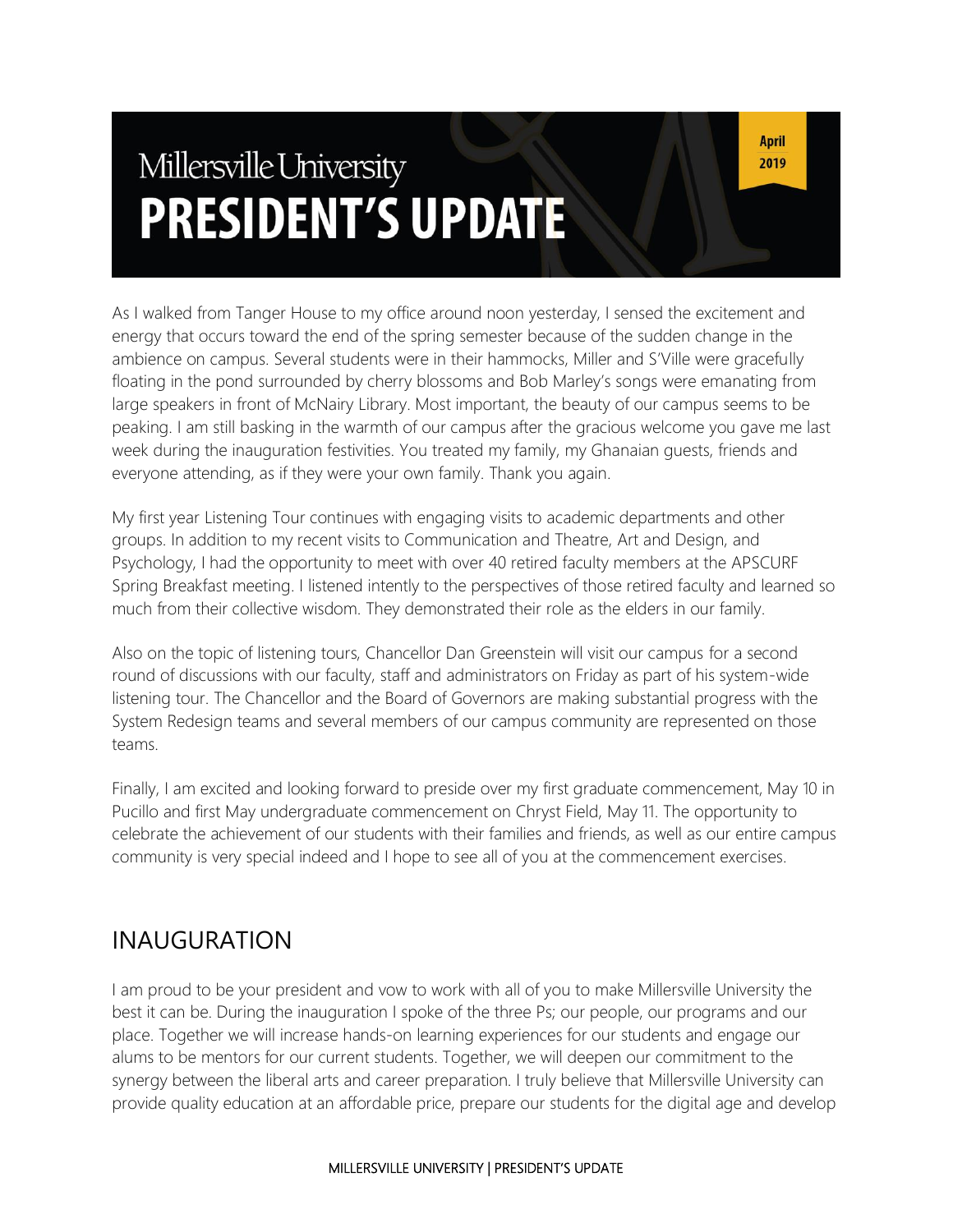# Millersville University
# PRESIDENT'S UPDATE

April 2019

As I walked from Tanger House to my office around noon yesterday, I sensed the excitement and energy that occurs toward the end of the spring semester because of the sudden change in the ambience on campus. Several students were in their hammocks, Miller and S'Ville were gracefully floating in the pond surrounded by cherry blossoms and Bob Marley's songs were emanating from large speakers in front of McNairy Library. Most important, the beauty of our campus seems to be peaking. I am still basking in the warmth of our campus after the gracious welcome you gave me last week during the inauguration festivities. You treated my family, my Ghanaian guests, friends and everyone attending, as if they were your own family. Thank you again.

My first year Listening Tour continues with engaging visits to academic departments and other groups. In addition to my recent visits to Communication and Theatre, Art and Design, and Psychology, I had the opportunity to meet with over 40 retired faculty members at the APSCURF Spring Breakfast meeting. I listened intently to the perspectives of those retired faculty and learned so much from their collective wisdom. They demonstrated their role as the elders in our family.

Also on the topic of listening tours, Chancellor Dan Greenstein will visit our campus for a second round of discussions with our faculty, staff and administrators on Friday as part of his system-wide listening tour. The Chancellor and the Board of Governors are making substantial progress with the System Redesign teams and several members of our campus community are represented on those teams.

Finally, I am excited and looking forward to preside over my first graduate commencement, May 10 in Pucillo and first May undergraduate commencement on Chryst Field, May 11. The opportunity to celebrate the achievement of our students with their families and friends, as well as our entire campus community is very special indeed and I hope to see all of you at the commencement exercises.

## INAUGURATION

I am proud to be your president and vow to work with all of you to make Millersville University the best it can be. During the inauguration I spoke of the three Ps; our people, our programs and our place. Together we will increase hands-on learning experiences for our students and engage our alums to be mentors for our current students. Together, we will deepen our commitment to the synergy between the liberal arts and career preparation. I truly believe that Millersville University can provide quality education at an affordable price, prepare our students for the digital age and develop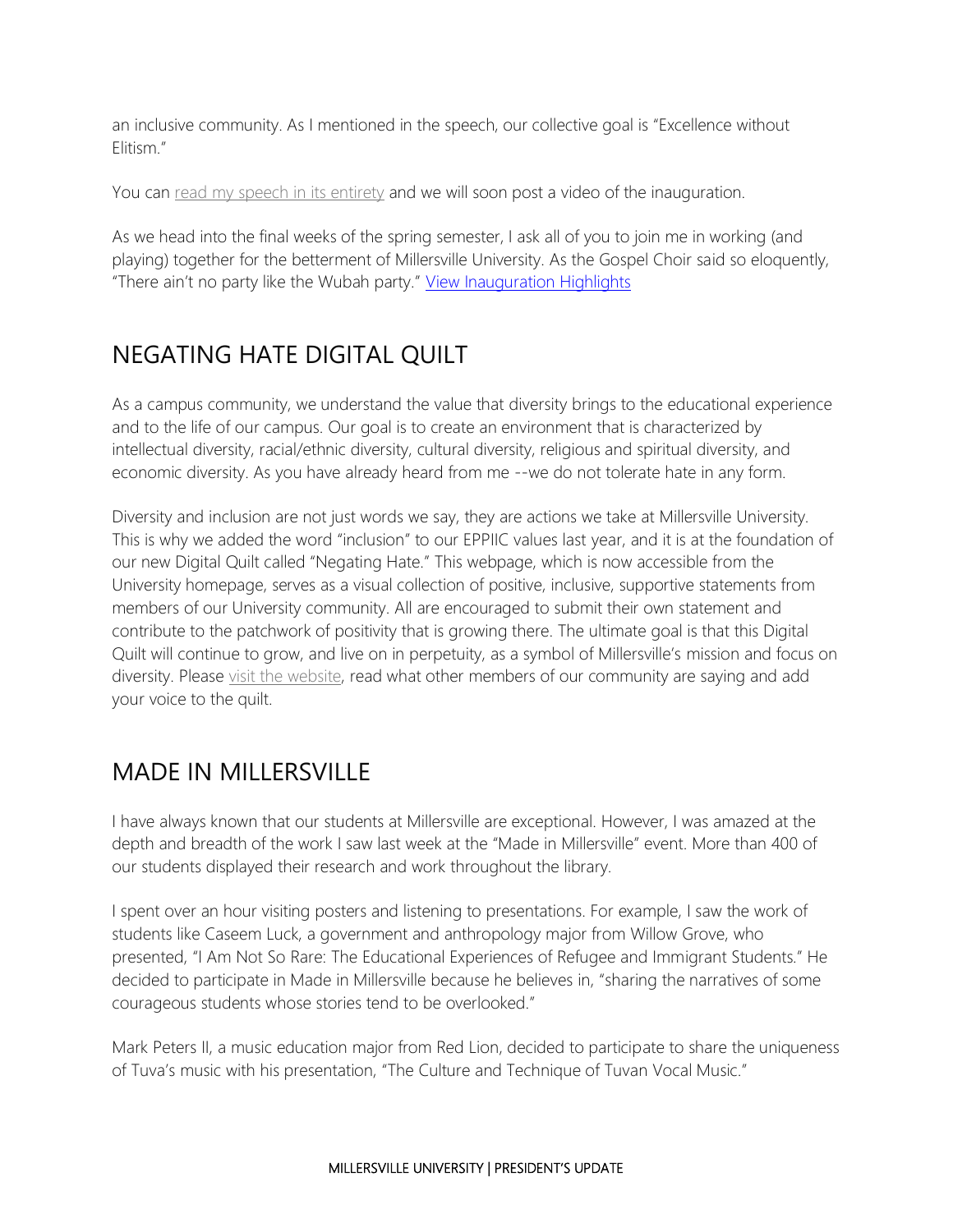an inclusive community. As I mentioned in the speech, our collective goal is "Excellence without Elitism."

You can read my speech in its entirety and we will soon post a video of the inauguration.

As we head into the final weeks of the spring semester, I ask all of you to join me in working (and playing) together for the betterment of Millersville University. As the Gospel Choir said so eloquently, "There ain't no party like the Wubah party." View Inauguration Highlights

## NEGATING HATE DIGITAL QUILT

As a campus community, we understand the value that diversity brings to the educational experience and to the life of our campus. Our goal is to create an environment that is characterized by intellectual diversity, racial/ethnic diversity, cultural diversity, religious and spiritual diversity, and economic diversity. As you have already heard from me --we do not tolerate hate in any form.

Diversity and inclusion are not just words we say, they are actions we take at Millersville University. This is why we added the word "inclusion" to our EPPIIC values last year, and it is at the foundation of our new Digital Quilt called "Negating Hate." This webpage, which is now accessible from the University homepage, serves as a visual collection of positive, inclusive, supportive statements from members of our University community. All are encouraged to submit their own statement and contribute to the patchwork of positivity that is growing there. The ultimate goal is that this Digital Quilt will continue to grow, and live on in perpetuity, as a symbol of Millersville's mission and focus on diversity. Please visit the website, read what other members of our community are saying and add your voice to the quilt.

## MADE IN MILLERSVILLE

I have always known that our students at Millersville are exceptional. However, I was amazed at the depth and breadth of the work I saw last week at the "Made in Millersville" event. More than 400 of our students displayed their research and work throughout the library.

I spent over an hour visiting posters and listening to presentations. For example, I saw the work of students like Caseem Luck, a government and anthropology major from Willow Grove, who presented, "I Am Not So Rare: The Educational Experiences of Refugee and Immigrant Students." He decided to participate in Made in Millersville because he believes in, "sharing the narratives of some courageous students whose stories tend to be overlooked."

Mark Peters II, a music education major from Red Lion, decided to participate to share the uniqueness of Tuva's music with his presentation, "The Culture and Technique of Tuvan Vocal Music."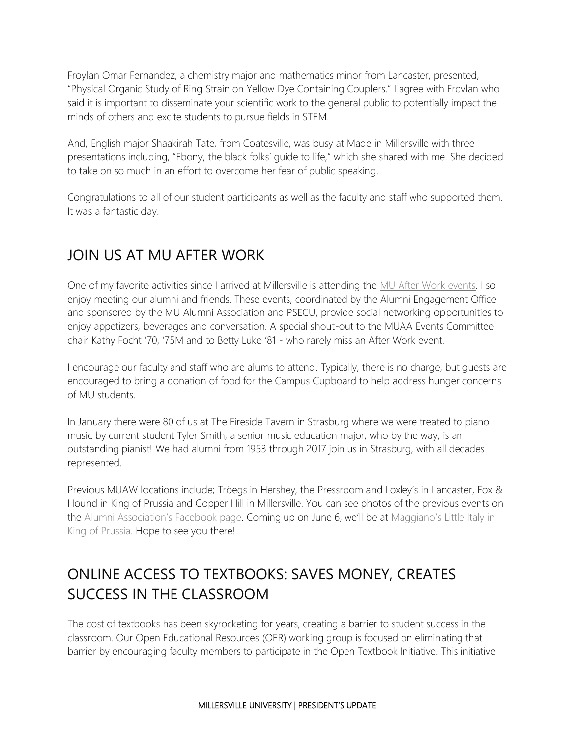Froylan Omar Fernandez, a chemistry major and mathematics minor from Lancaster, presented, "Physical Organic Study of Ring Strain on Yellow Dye Containing Couplers." I agree with Frovlan who said it is important to disseminate your scientific work to the general public to potentially impact the minds of others and excite students to pursue fields in STEM.

And, English major Shaakirah Tate, from Coatesville, was busy at Made in Millersville with three presentations including, "Ebony, the black folks' guide to life," which she shared with me. She decided to take on so much in an effort to overcome her fear of public speaking.

Congratulations to all of our student participants as well as the faculty and staff who supported them. It was a fantastic day.

## JOIN US AT MU AFTER WORK

One of my favorite activities since I arrived at Millersville is attending the MU After Work events. I so enjoy meeting our alumni and friends. These events, coordinated by the Alumni Engagement Office and sponsored by the MU Alumni Association and PSECU, provide social networking opportunities to enjoy appetizers, beverages and conversation. A special shout-out to the MUAA Events Committee chair Kathy Focht '70, '75M and to Betty Luke '81 - who rarely miss an After Work event.

I encourage our faculty and staff who are alums to attend. Typically, there is no charge, but guests are encouraged to bring a donation of food for the Campus Cupboard to help address hunger concerns of MU students.

In January there were 80 of us at The Fireside Tavern in Strasburg where we were treated to piano music by current student Tyler Smith, a senior music education major, who by the way, is an outstanding pianist! We had alumni from 1953 through 2017 join us in Strasburg, with all decades represented.

Previous MUAW locations include; Tröegs in Hershey, the Pressroom and Loxley's in Lancaster, Fox & Hound in King of Prussia and Copper Hill in Millersville. You can see photos of the previous events on the Alumni Association's Facebook page. Coming up on June 6, we'll be at Maggiano's Little Italy in King of Prussia. Hope to see you there!

## ONLINE ACCESS TO TEXTBOOKS: SAVES MONEY, CREATES SUCCESS IN THE CLASSROOM

The cost of textbooks has been skyrocketing for years, creating a barrier to student success in the classroom. Our Open Educational Resources (OER) working group is focused on eliminating that barrier by encouraging faculty members to participate in the Open Textbook Initiative. This initiative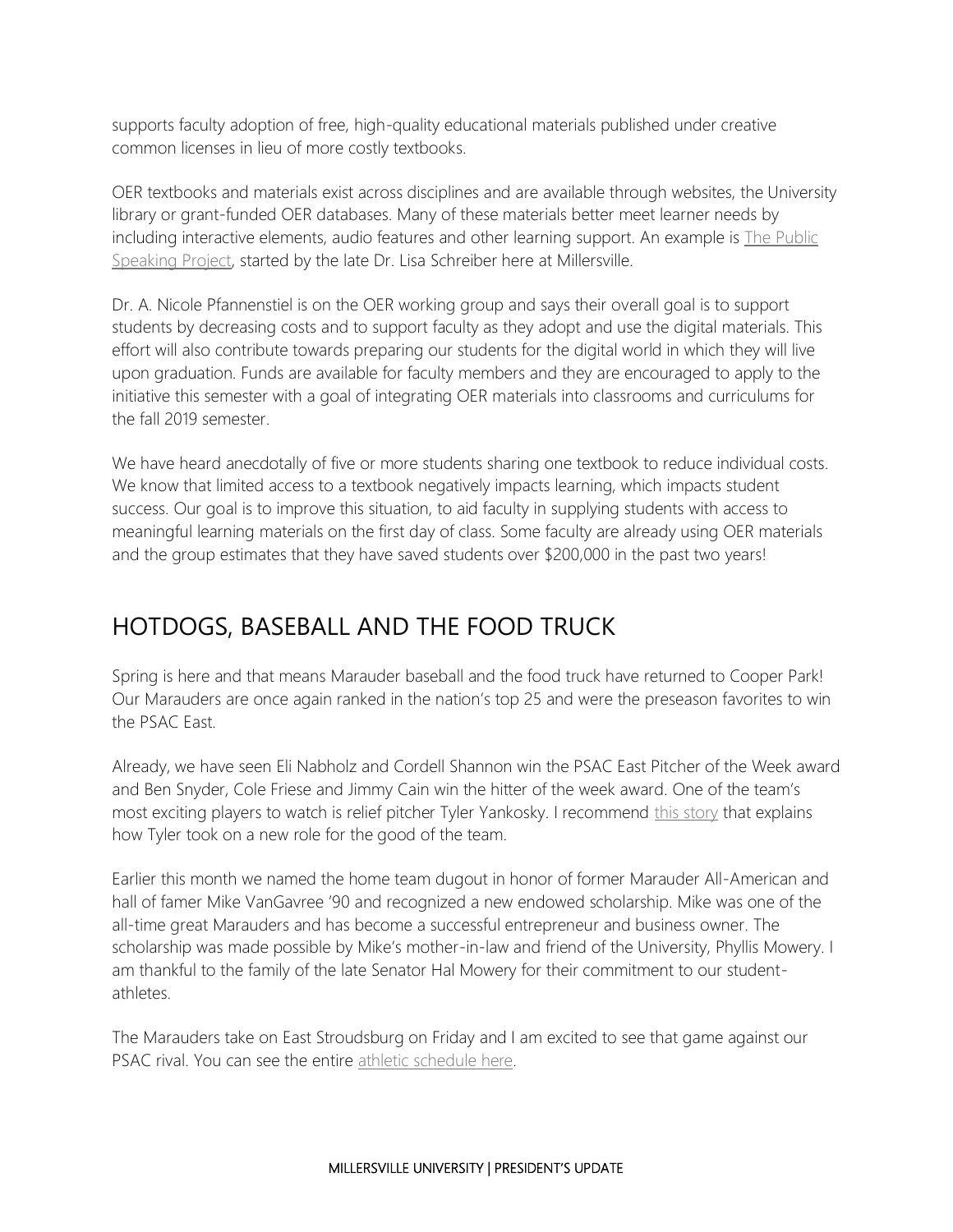supports faculty adoption of free, high-quality educational materials published under creative common licenses in lieu of more costly textbooks.

OER textbooks and materials exist across disciplines and are available through websites, the University library or grant-funded OER databases. Many of these materials better meet learner needs by including interactive elements, audio features and other learning support. An example is [The Public Speaking Project](), started by the late Dr. Lisa Schreiber here at Millersville.

Dr. A. Nicole Pfannenstiel is on the OER working group and says their overall goal is to support students by decreasing costs and to support faculty as they adopt and use the digital materials. This effort will also contribute towards preparing our students for the digital world in which they will live upon graduation. Funds are available for faculty members and they are encouraged to apply to the initiative this semester with a goal of integrating OER materials into classrooms and curriculums for the fall 2019 semester.

We have heard anecdotally of five or more students sharing one textbook to reduce individual costs. We know that limited access to a textbook negatively impacts learning, which impacts student success. Our goal is to improve this situation, to aid faculty in supplying students with access to meaningful learning materials on the first day of class. Some faculty are already using OER materials and the group estimates that they have saved students over $200,000 in the past two years!

## HOTDOGS, BASEBALL AND THE FOOD TRUCK

Spring is here and that means Marauder baseball and the food truck have returned to Cooper Park! Our Marauders are once again ranked in the nation's top 25 and were the preseason favorites to win the PSAC East.

Already, we have seen Eli Nabholz and Cordell Shannon win the PSAC East Pitcher of the Week award and Ben Snyder, Cole Friese and Jimmy Cain win the hitter of the week award. One of the team's most exciting players to watch is relief pitcher Tyler Yankosky. I recommend [this story]() that explains how Tyler took on a new role for the good of the team.

Earlier this month we named the home team dugout in honor of former Marauder All-American and hall of famer Mike VanGavree '90 and recognized a new endowed scholarship. Mike was one of the all-time great Marauders and has become a successful entrepreneur and business owner. The scholarship was made possible by Mike's mother-in-law and friend of the University, Phyllis Mowery. I am thankful to the family of the late Senator Hal Mowery for their commitment to our student-athletes.

The Marauders take on East Stroudsburg on Friday and I am excited to see that game against our PSAC rival. You can see the entire [athletic schedule here]().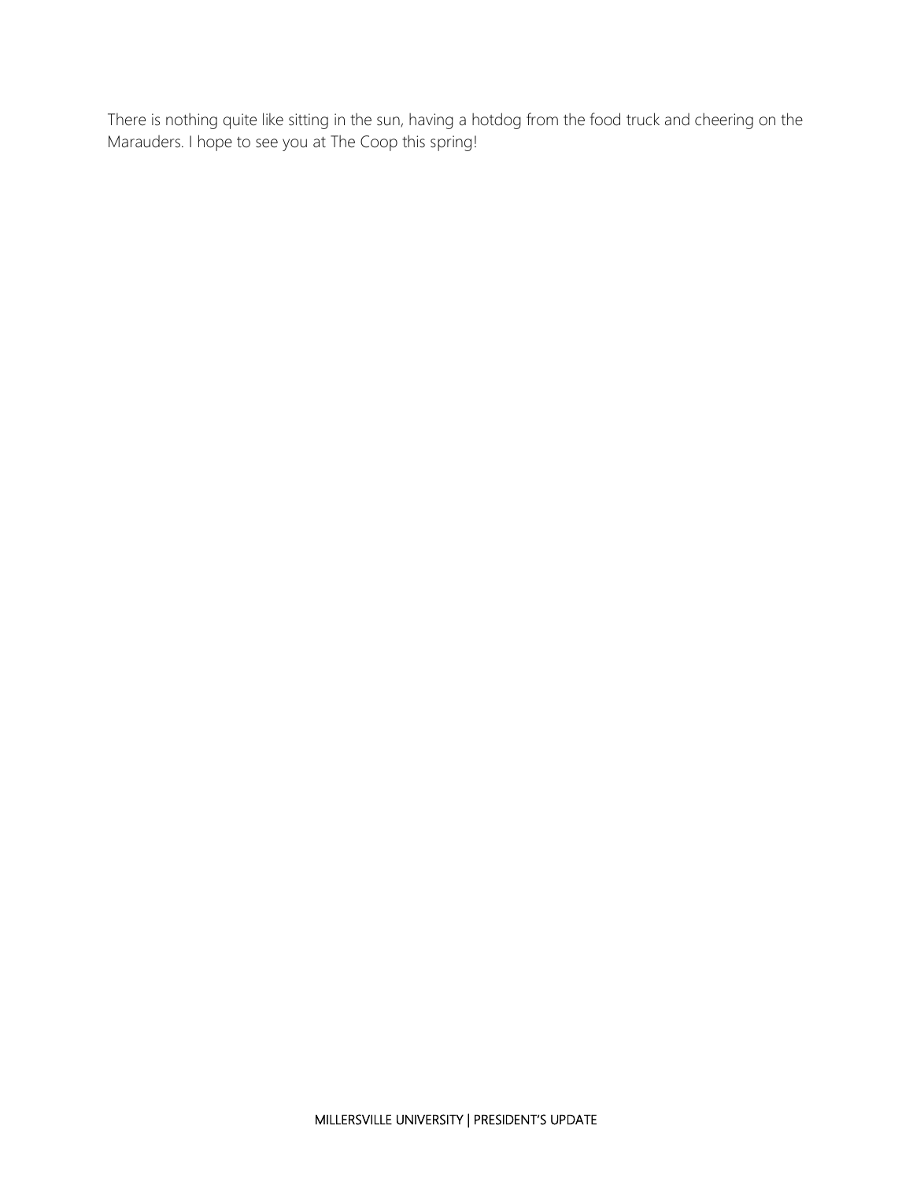There is nothing quite like sitting in the sun, having a hotdog from the food truck and cheering on the Marauders. I hope to see you at The Coop this spring!